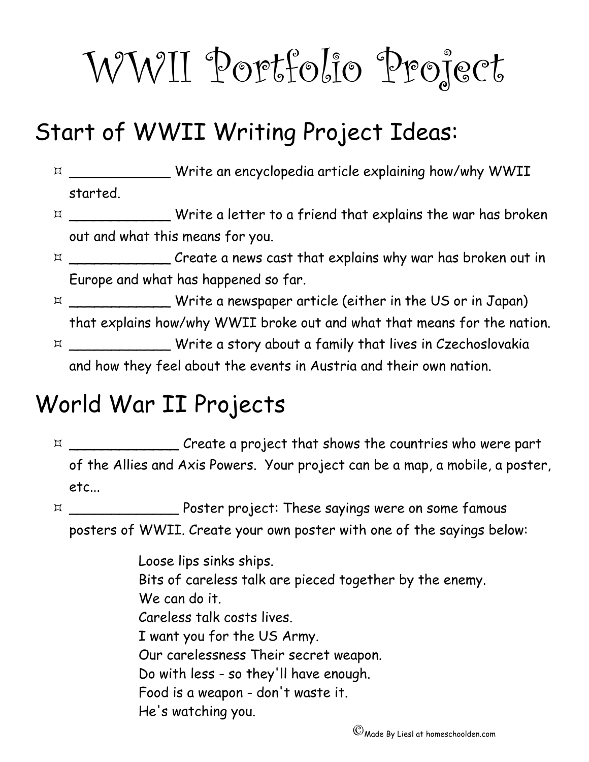# WWII Portfolio Project

## Start of WWII Writing Project Ideas:

- ____________ Write an encyclopedia article explaining how/why WWII started.
- ____________ Write a letter to a friend that explains the war has broken out and what this means for you.
- ____________ Create a news cast that explains why war has broken out in Europe and what has happened so far.
- ____________ Write a newspaper article (either in the US or in Japan) that explains how/why WWII broke out and what that means for the nation.
- ____________ Write a story about a family that lives in Czechoslovakia and how they feel about the events in Austria and their own nation.

## World War II Projects

- _____________ Create a project that shows the countries who were part of the Allies and Axis Powers. Your project can be a map, a mobile, a poster, etc...
- _____________ Poster project: These sayings were on some famous posters of WWII. Create your own poster with one of the sayings below:

  Loose lips sinks ships.
  Bits of careless talk are pieced together by the enemy.
  We can do it.
  Careless talk costs lives.
  I want you for the US Army.
  Our carelessness Their secret weapon.
  Do with less - so they'll have enough.
  Food is a weapon - don't waste it.
  He's watching you.

©Made By Liesl at homeschoolden.com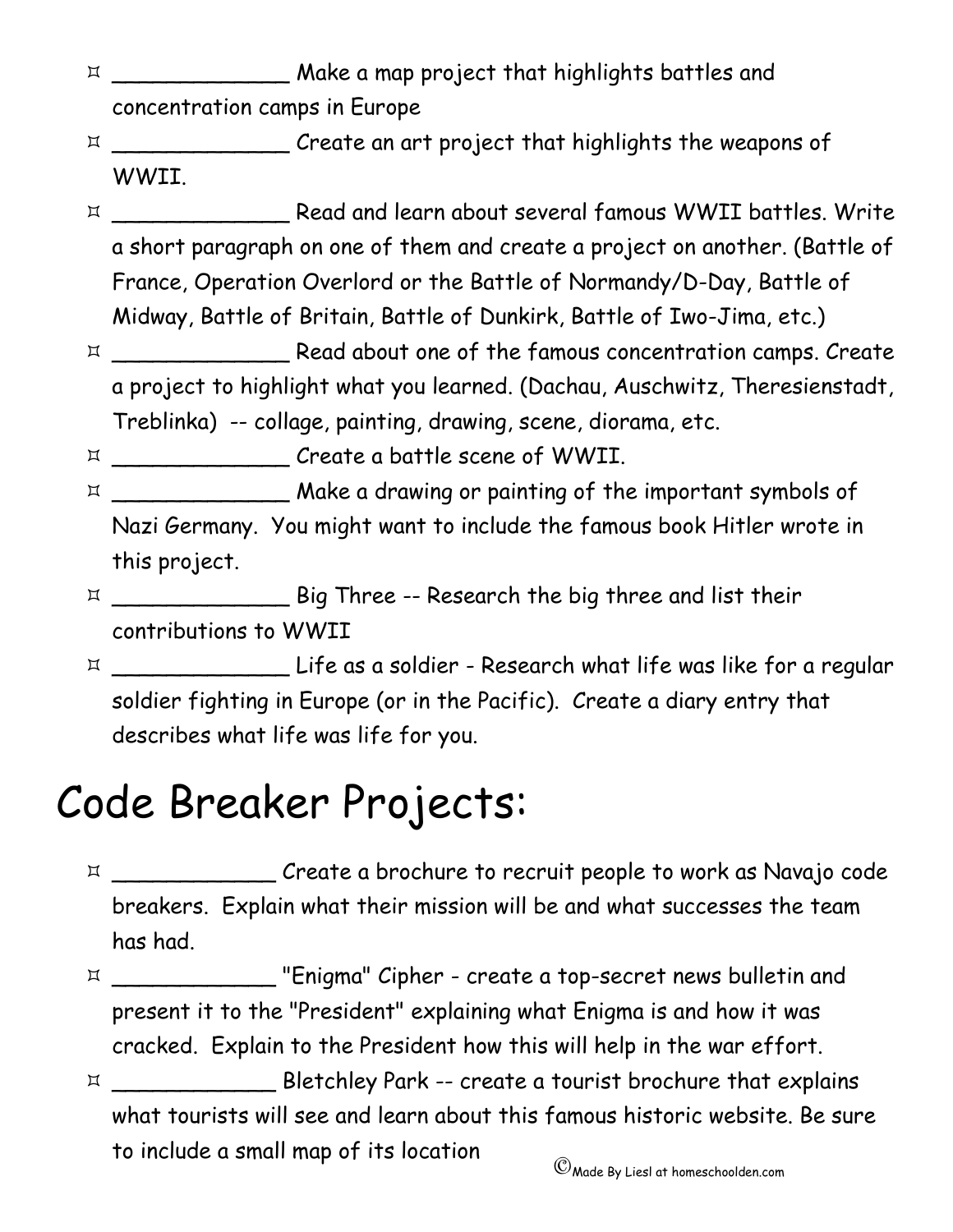- _____________ Make a map project that highlights battles and concentration camps in Europe
- _____________ Create an art project that highlights the weapons of WWII.
- _____________ Read and learn about several famous WWII battles. Write a short paragraph on one of them and create a project on another. (Battle of France, Operation Overlord or the Battle of Normandy/D-Day, Battle of Midway, Battle of Britain, Battle of Dunkirk, Battle of Iwo-Jima, etc.)
- _____________ Read about one of the famous concentration camps. Create a project to highlight what you learned. (Dachau, Auschwitz, Theresienstadt, Treblinka) -- collage, painting, drawing, scene, diorama, etc.
- _____________ Create a battle scene of WWII.
- _____________ Make a drawing or painting of the important symbols of Nazi Germany. You might want to include the famous book Hitler wrote in this project.
- _____________ Big Three -- Research the big three and list their contributions to WWII
- _____________ Life as a soldier - Research what life was like for a regular soldier fighting in Europe (or in the Pacific). Create a diary entry that describes what life was life for you.

# Code Breaker Projects:

- ____________ Create a brochure to recruit people to work as Navajo code breakers. Explain what their mission will be and what successes the team has had.
- ____________ "Enigma" Cipher - create a top-secret news bulletin and present it to the "President" explaining what Enigma is and how it was cracked. Explain to the President how this will help in the war effort.
- ____________ Bletchley Park -- create a tourist brochure that explains what tourists will see and learn about this famous historic website. Be sure to include a small map of its location

©Made By Liesl at homeschoolden.com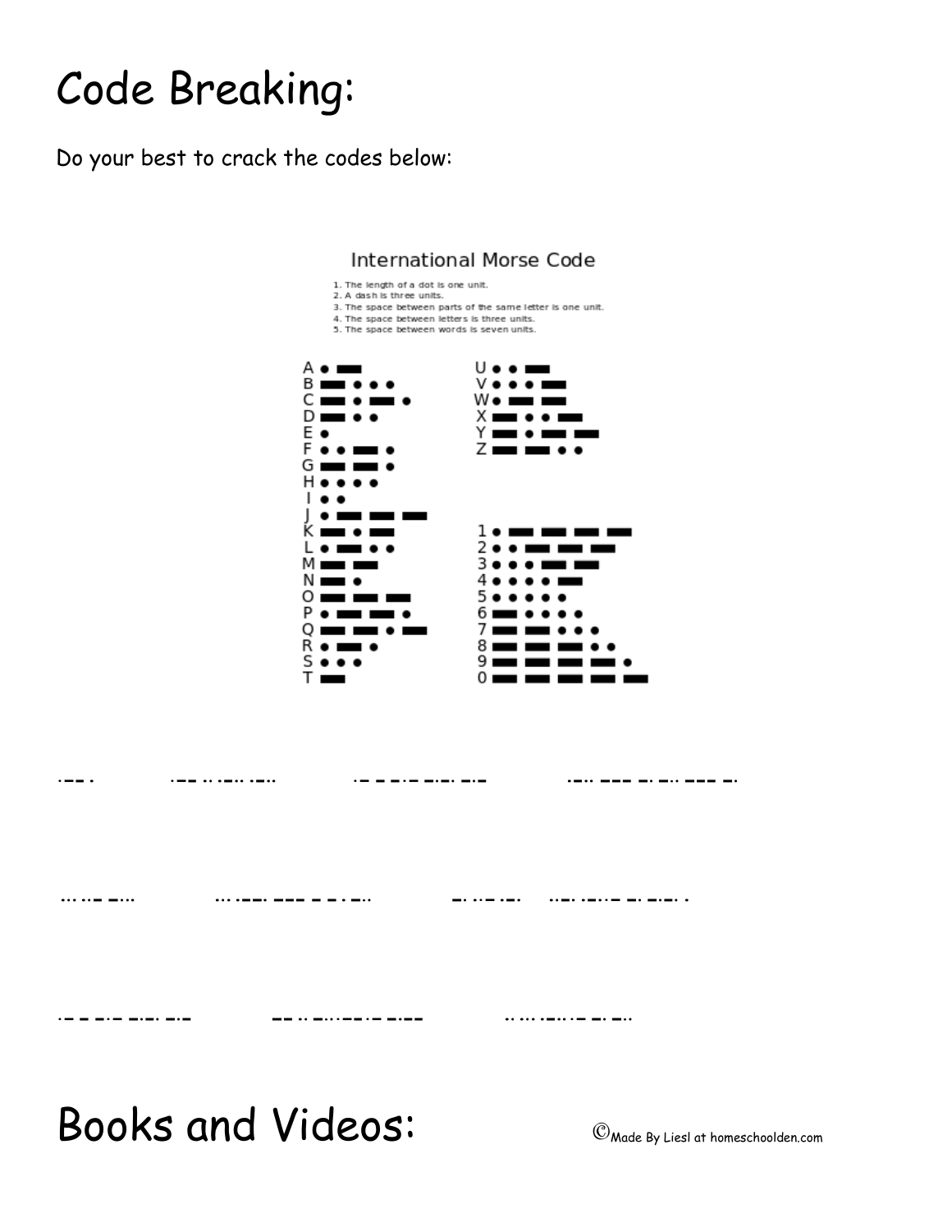# Code Breaking:

Do your best to crack the codes below:

## International Morse Code

1. The length of a dot is one unit.
2. A dash is three units.
3. The space between parts of the same letter is one unit.
4. The space between letters is three units.
5. The space between words is seven units.

| Character | Code | Character | Code |
|---|---|---|---|
| A | .- | U | ..- |
| B | -... | V | ...- |
| C | -.-. | W | .-- |
| D | -.. | X | -..- |
| E | . | Y | -.-- |
| F | ..-. | Z | --.. |
| G | --. | | |
| H | .... | | |
| I | .. | | |
| J | .--- | 1 | .---- |
| K | -.- | 2 | ..--- |
| L | .-.. | 3 | ...-- |
| M | -- | 4 | ....- |
| N | -. | 5 | ..... |
| O | --- | 6 | -.... |
| P | .--. | 7 | --... |
| Q | --.- | 8 | ---.. |
| R | .-. | 9 | ----. |
| S | ... | 0 | ----- |
| T | - | | |

.-- .    .-- .. .-.. .-..    .- - - .- -.-. -.-    .-.. --- -. -.. --- -.

... ..- -...    ... .--. --- - - . -..    -. . .- .-.    ..-. .-. .- -. -.-. .

.- - - .- -.-. -.-    -- .. -.. -. .. --. .... -    .. ... .-.. .- -. -..

# Books and Videos:

©Made By Liesl at homeschoolden.com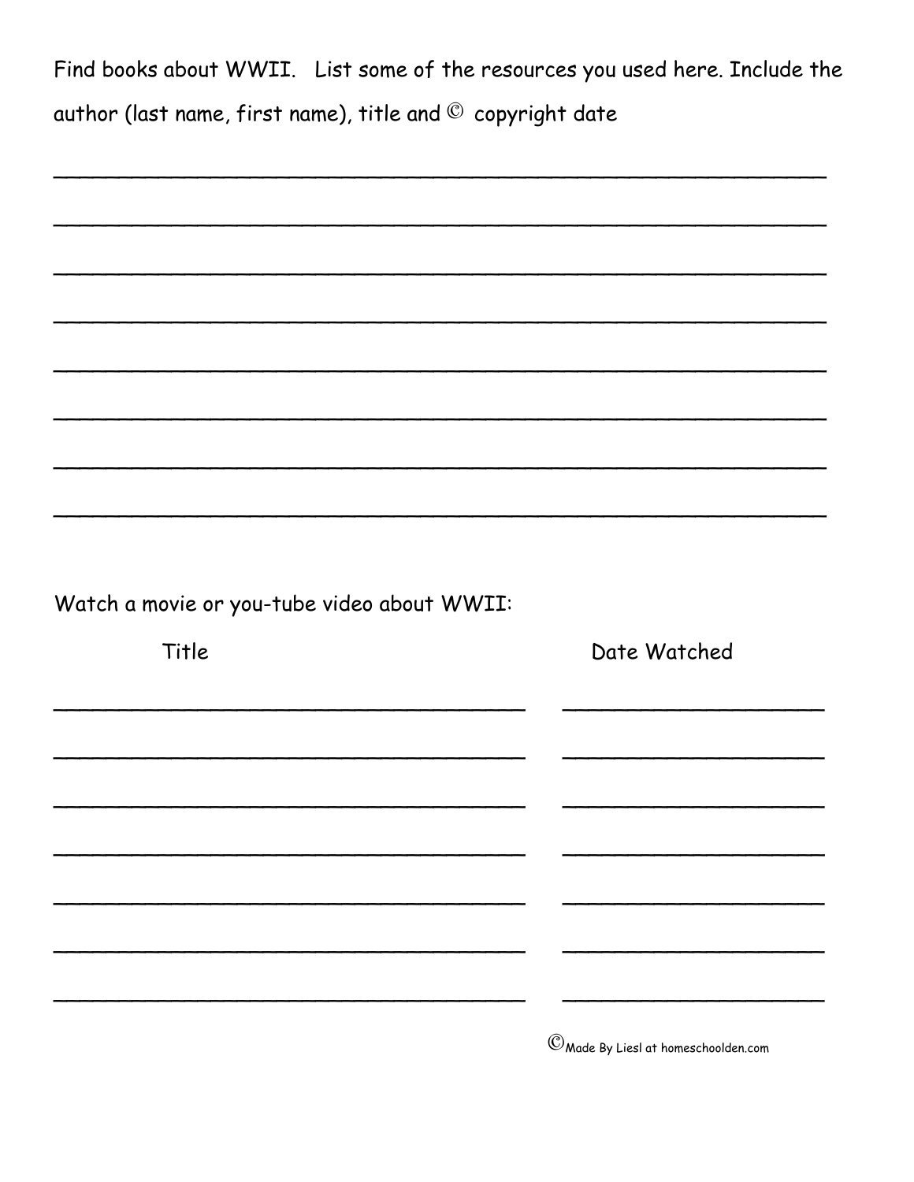Find books about WWII. List some of the resources you used here. Include the author (last name, first name), title and © copyright date

________________________________________________________________

________________________________________________________________

________________________________________________________________

________________________________________________________________

________________________________________________________________

________________________________________________________________

________________________________________________________________

________________________________________________________________

Watch a movie or you-tube video about WWII:

| Title | Date Watched |
|---|---|
| ________________________________ | ________________ |
| ________________________________ | ________________ |
| ________________________________ | ________________ |
| ________________________________ | ________________ |
| ________________________________ | ________________ |
| ________________________________ | ________________ |
| ________________________________ | ________________ |

©Made By Liesl at homeschoolden.com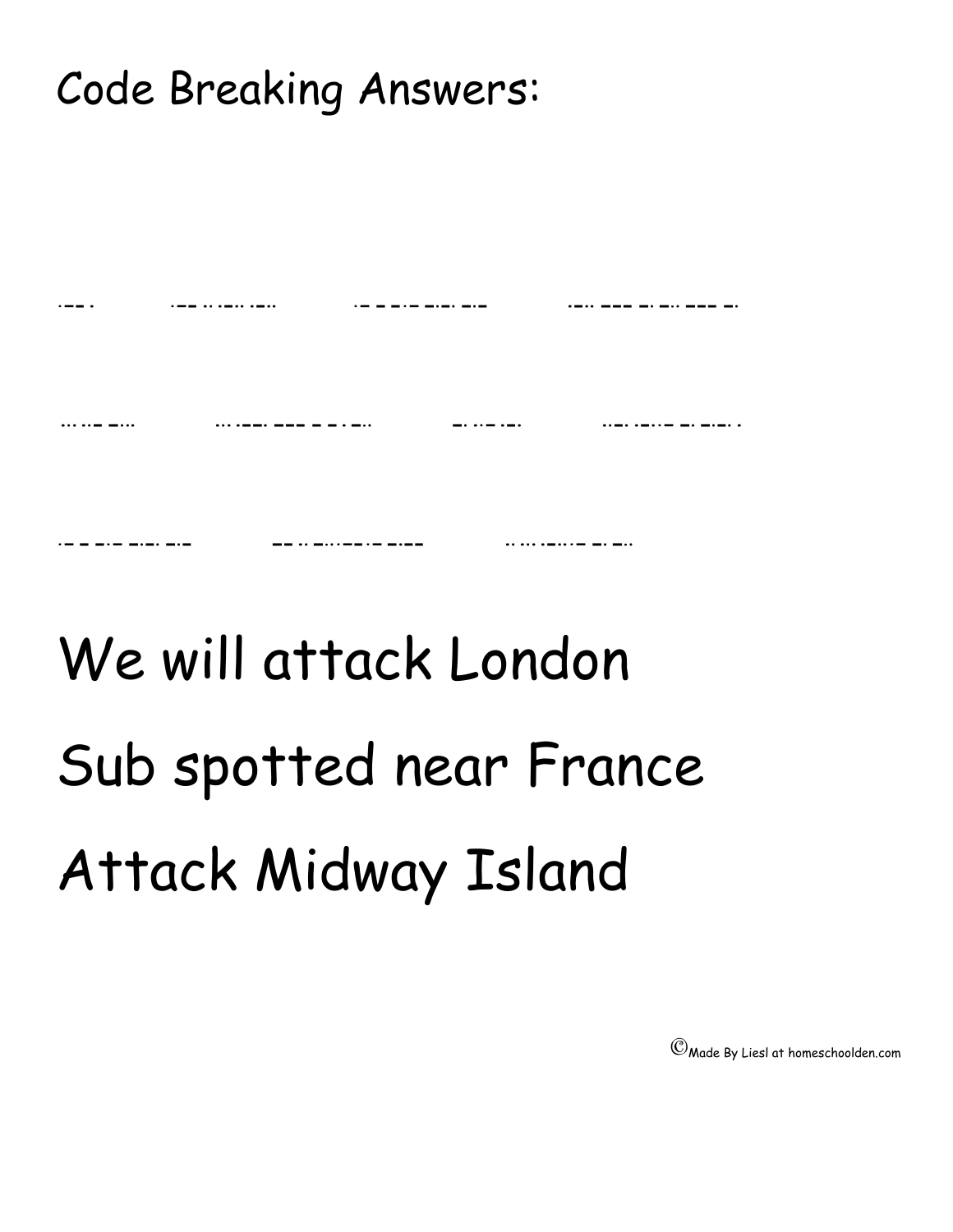Code Breaking Answers:

.-- .    .-- .. .-.. .-..    .- - - .- -.-. -.-    .-.. --- -. -.. --- -.

... ..- -...    ... .--. --- - - . -..    -. . .- .-.    ..-. .-. .- -. -.-. .

.- - - .- -.-. -.-    -- .. -.. .-- .- -.--    .. ... .-.. .- -. -..

# We will attack London

# Sub spotted near France

# Attack Midway Island

©Made By Liesl at homeschoolden.com